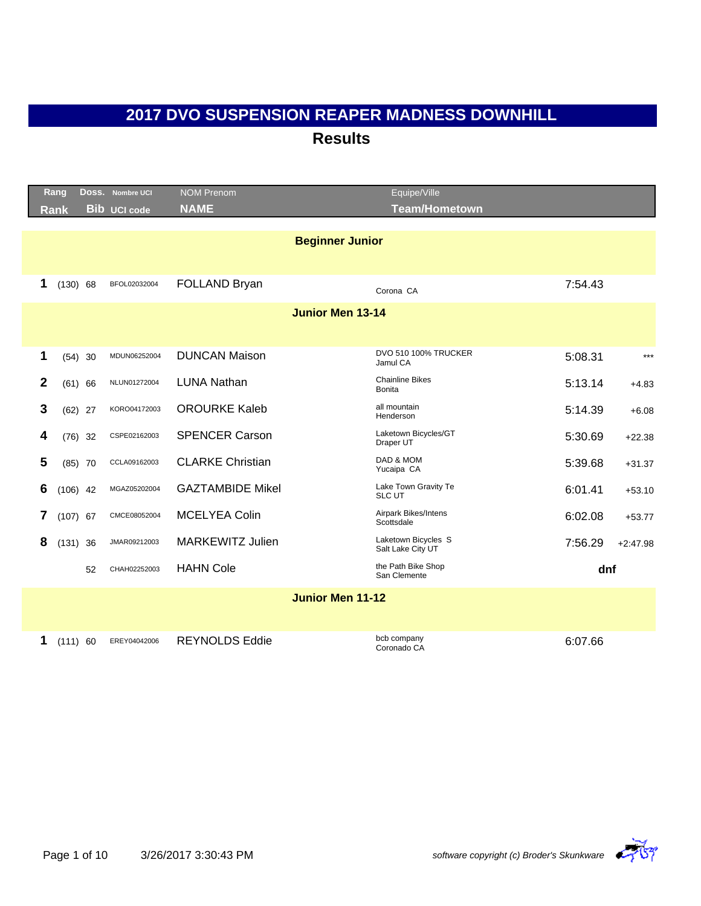# 2017 DVO SUSPENSION REAPER MADNESS DOWNHILL

## Results

| Rang / Rank | | Doss. / Bib | Nombre UCI / UCI code | NOM Prenom / NAME | Equipe/Ville / Team/Hometown | Time | Gap |
|---|---|---|---|---|---|---|---|
| | | | | **Beginner Junior** | | | |
| 1 | (130) | 68 | BFOL02032004 | FOLLAND Bryan | Corona CA | 7:54.43 | |
| | | | | **Junior Men 13-14** | | | |
| 1 | (54) | 30 | MDUN06252004 | DUNCAN Maison | DVO 510 100% TRUCKER<br>Jamul CA | 5:08.31 | *** |
| 2 | (61) | 66 | NLUN01272004 | LUNA Nathan | Chainline Bikes<br>Bonita | 5:13.14 | +4.83 |
| 3 | (62) | 27 | KORO04172003 | OROURKE Kaleb | all mountain<br>Henderson | 5:14.39 | +6.08 |
| 4 | (76) | 32 | CSPE02162003 | SPENCER Carson | Laketown Bicycles/GT<br>Draper UT | 5:30.69 | +22.38 |
| 5 | (85) | 70 | CCLA09162003 | CLARKE Christian | DAD & MOM<br>Yucaipa CA | 5:39.68 | +31.37 |
| 6 | (106) | 42 | MGAZ05202004 | GAZTAMBIDE Mikel | Lake Town Gravity Te<br>SLC UT | 6:01.41 | +53.10 |
| 7 | (107) | 67 | CMCE08052004 | MCELYEA Colin | Airpark Bikes/Intens<br>Scottsdale | 6:02.08 | +53.77 |
| 8 | (131) | 36 | JMAR09212003 | MARKEWITZ Julien | Laketown Bicycles S<br>Salt Lake City UT | 7:56.29 | +2:47.98 |
| | | 52 | CHAH02252003 | HAHN Cole | the Path Bike Shop<br>San Clemente | dnf | |
| | | | | **Junior Men 11-12** | | | |
| 1 | (111) | 60 | EREY04042006 | REYNOLDS Eddie | bcb company<br>Coronado CA | 6:07.66 | |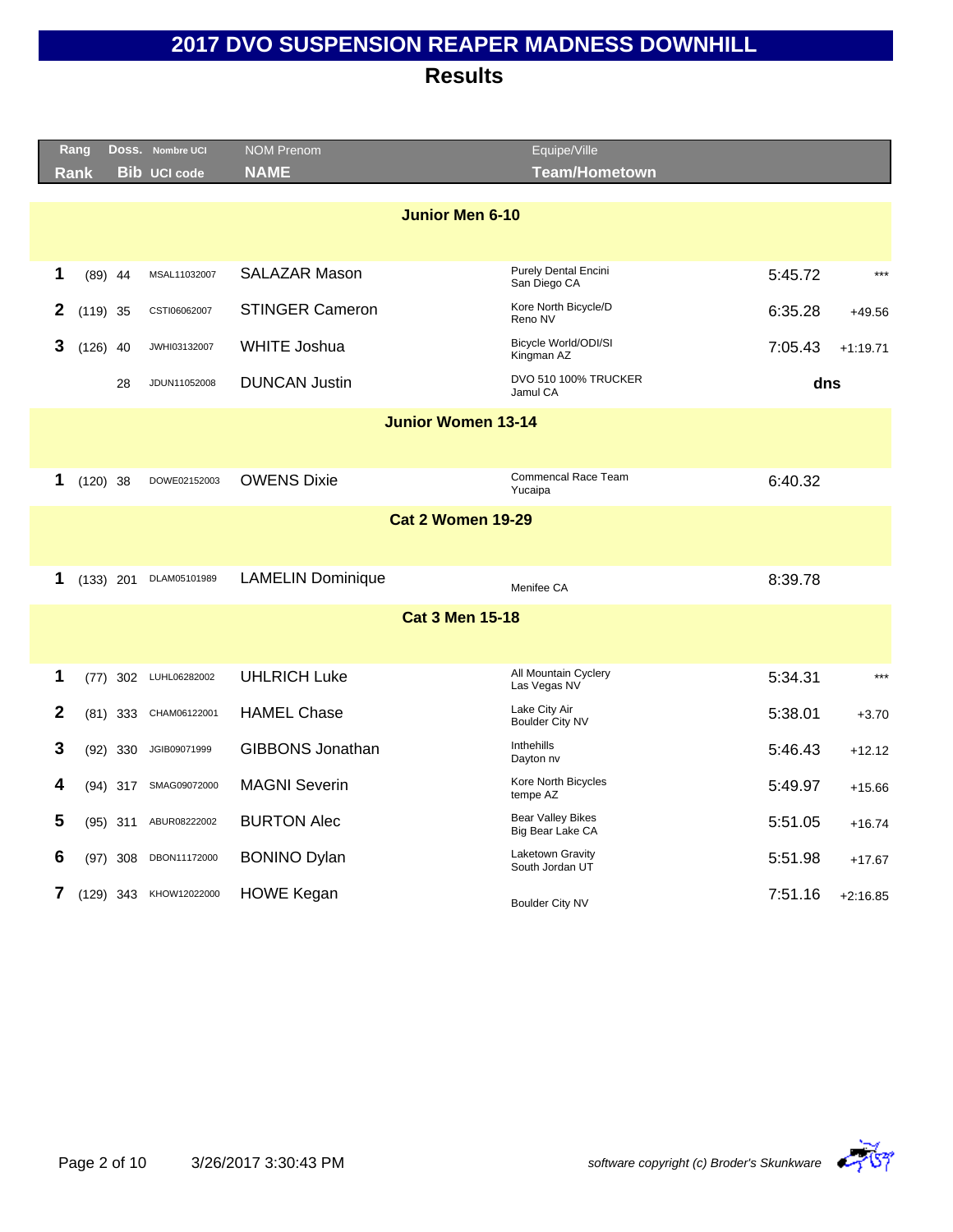# 2017 DVO SUSPENSION REAPER MADNESS DOWNHILL

## Results

| Rang Rank | | Doss. Bib | Nombre UCI UCI code | NOM Prenom NAME | Equipe/Ville Team/Hometown | | |
|---|---|---|---|---|---|---|---|
| **Junior Men 6-10** | | | | | | | |
| 1 | (89) | 44 | MSAL11032007 | SALAZAR Mason | Purely Dental Encini San Diego CA | 5:45.72 | *** |
| 2 | (119) | 35 | CSTI06062007 | STINGER Cameron | Kore North Bicycle/D Reno NV | 6:35.28 | +49.56 |
| 3 | (126) | 40 | JWHI03132007 | WHITE Joshua | Bicycle World/ODI/SI Kingman AZ | 7:05.43 | +1:19.71 |
| | | 28 | JDUN11052008 | DUNCAN Justin | DVO 510 100% TRUCKER Jamul CA | dns | |
| **Junior Women 13-14** | | | | | | | |
| 1 | (120) | 38 | DOWE02152003 | OWENS Dixie | Commencal Race Team Yucaipa | 6:40.32 | |
| **Cat 2 Women 19-29** | | | | | | | |
| 1 | (133) | 201 | DLAM05101989 | LAMELIN Dominique | Menifee CA | 8:39.78 | |
| **Cat 3 Men 15-18** | | | | | | | |
| 1 | (77) | 302 | LUHL06282002 | UHLRICH Luke | All Mountain Cyclery Las Vegas NV | 5:34.31 | *** |
| 2 | (81) | 333 | CHAM06122001 | HAMEL Chase | Lake City Air Boulder City NV | 5:38.01 | +3.70 |
| 3 | (92) | 330 | JGIB09071999 | GIBBONS Jonathan | Inthehills Dayton nv | 5:46.43 | +12.12 |
| 4 | (94) | 317 | SMAG09072000 | MAGNI Severin | Kore North Bicycles tempe AZ | 5:49.97 | +15.66 |
| 5 | (95) | 311 | ABUR08222002 | BURTON Alec | Bear Valley Bikes Big Bear Lake CA | 5:51.05 | +16.74 |
| 6 | (97) | 308 | DBON11172000 | BONINO Dylan | Laketown Gravity South Jordan UT | 5:51.98 | +17.67 |
| 7 | (129) | 343 | KHOW12022000 | HOWE Kegan | Boulder City NV | 7:51.16 | +2:16.85 |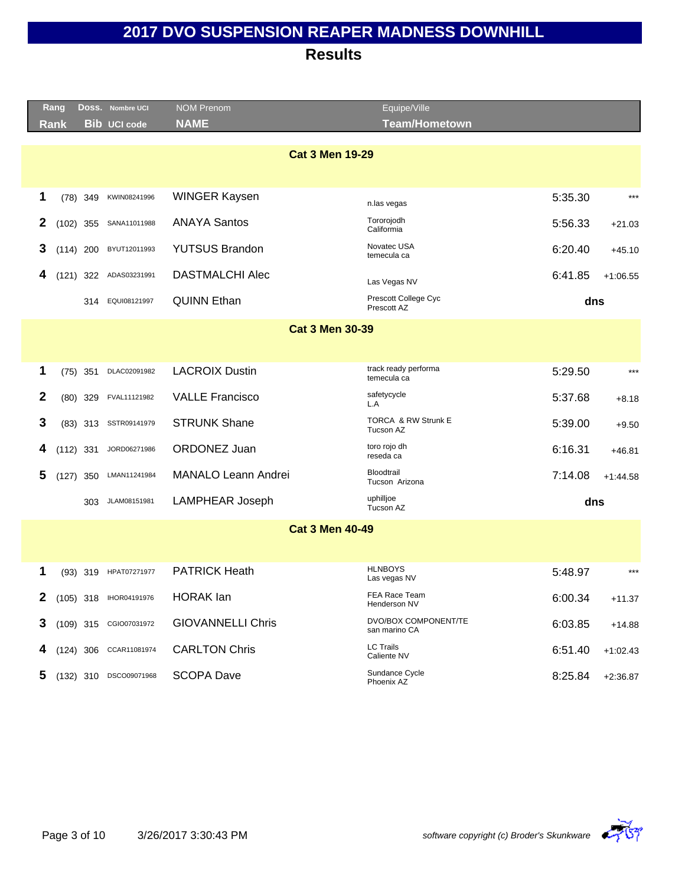# 2017 DVO SUSPENSION REAPER MADNESS DOWNHILL

## Results

| Rang / Rank | | Doss. / Bib | Nombre UCI / UCI code | NOM Prenom / NAME | Equipe/Ville / Team/Hometown | Time | Gap |
|---|---|---|---|---|---|---|---|
| **Cat 3 Men 19-29** | | | | | | | |
| 1 | (78) | 349 | KWIN08241996 | WINGER Kaysen | n.las vegas | 5:35.30 | *** |
| 2 | (102) | 355 | SANA11011988 | ANAYA Santos | Tororojodh Califormia | 5:56.33 | +21.03 |
| 3 | (114) | 200 | BYUT12011993 | YUTSUS Brandon | Novatec USA temecula ca | 6:20.40 | +45.10 |
| 4 | (121) | 322 | ADAS03231991 | DASTMALCHI Alec | Las Vegas NV | 6:41.85 | +1:06.55 |
| | | 314 | EQUI08121997 | QUINN Ethan | Prescott College Cyc Prescott AZ | dns | |
| **Cat 3 Men 30-39** | | | | | | | |
| 1 | (75) | 351 | DLAC02091982 | LACROIX Dustin | track ready performa temecula ca | 5:29.50 | *** |
| 2 | (80) | 329 | FVAL11121982 | VALLE Francisco | safetycycle L.A | 5:37.68 | +8.18 |
| 3 | (83) | 313 | SSTR09141979 | STRUNK Shane | TORCA & RW Strunk E Tucson AZ | 5:39.00 | +9.50 |
| 4 | (112) | 331 | JORD06271986 | ORDONEZ Juan | toro rojo dh reseda ca | 6:16.31 | +46.81 |
| 5 | (127) | 350 | LMAN11241984 | MANALO Leann Andrei | Bloodtrail Tucson Arizona | 7:14.08 | +1:44.58 |
| | | 303 | JLAM08151981 | LAMPHEAR Joseph | uphilljoe Tucson AZ | dns | |
| **Cat 3 Men 40-49** | | | | | | | |
| 1 | (93) | 319 | HPAT07271977 | PATRICK Heath | HLNBOYS Las vegas NV | 5:48.97 | *** |
| 2 | (105) | 318 | IHOR04191976 | HORAK Ian | FEA Race Team Henderson NV | 6:00.34 | +11.37 |
| 3 | (109) | 315 | CGIO07031972 | GIOVANNELLI Chris | DVO/BOX COMPONENT/TE san marino CA | 6:03.85 | +14.88 |
| 4 | (124) | 306 | CCAR11081974 | CARLTON Chris | LC Trails Caliente NV | 6:51.40 | +1:02.43 |
| 5 | (132) | 310 | DSCO09071968 | SCOPA Dave | Sundance Cycle Phoenix AZ | 8:25.84 | +2:36.87 |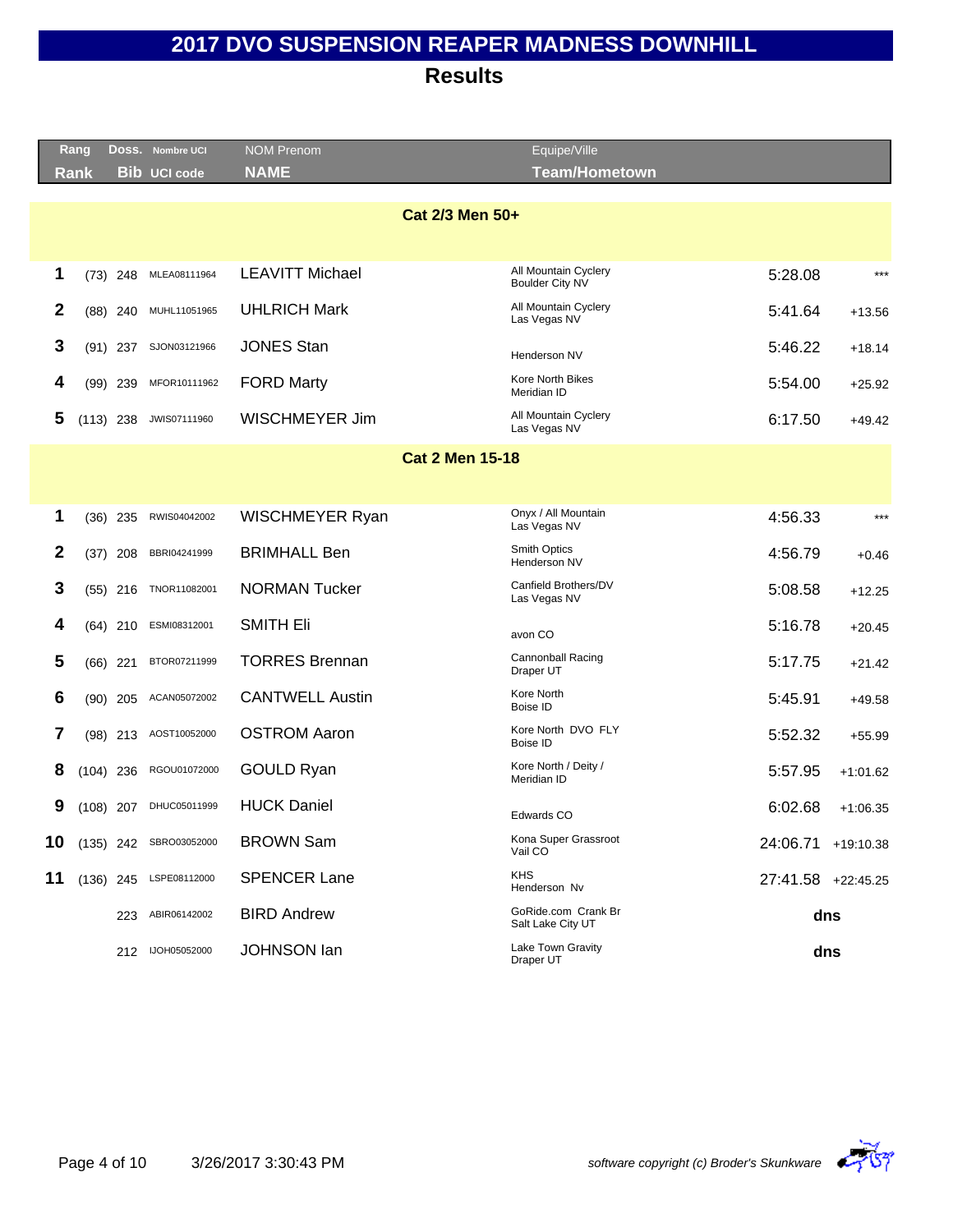# 2017 DVO SUSPENSION REAPER MADNESS DOWNHILL

## Results

| Rang / Rank | | Doss. / Bib | Nombre UCI / UCI code | NOM Prenom / NAME | Equipe/Ville / Team/Hometown | | |
|---|---|---|---|---|---|---|---|
| **Cat 2/3 Men 50+** | | | | | | | |
| 1 | (73) | 248 | MLEA08111964 | LEAVITT Michael | All Mountain Cyclery<br>Boulder City NV | 5:28.08 | *** |
| 2 | (88) | 240 | MUHL11051965 | UHLRICH Mark | All Mountain Cyclery<br>Las Vegas NV | 5:41.64 | +13.56 |
| 3 | (91) | 237 | SJON03121966 | JONES Stan | Henderson NV | 5:46.22 | +18.14 |
| 4 | (99) | 239 | MFOR10111962 | FORD Marty | Kore North Bikes<br>Meridian ID | 5:54.00 | +25.92 |
| 5 | (113) | 238 | JWIS07111960 | WISCHMEYER Jim | All Mountain Cyclery<br>Las Vegas NV | 6:17.50 | +49.42 |
| **Cat 2 Men 15-18** | | | | | | | |
| 1 | (36) | 235 | RWIS04042002 | WISCHMEYER Ryan | Onyx / All Mountain<br>Las Vegas NV | 4:56.33 | *** |
| 2 | (37) | 208 | BBRI04241999 | BRIMHALL Ben | Smith Optics<br>Henderson NV | 4:56.79 | +0.46 |
| 3 | (55) | 216 | TNOR11082001 | NORMAN Tucker | Canfield Brothers/DV<br>Las Vegas NV | 5:08.58 | +12.25 |
| 4 | (64) | 210 | ESMI08312001 | SMITH Eli | avon CO | 5:16.78 | +20.45 |
| 5 | (66) | 221 | BTOR07211999 | TORRES Brennan | Cannonball Racing<br>Draper UT | 5:17.75 | +21.42 |
| 6 | (90) | 205 | ACAN05072002 | CANTWELL Austin | Kore North<br>Boise ID | 5:45.91 | +49.58 |
| 7 | (98) | 213 | AOST10052000 | OSTROM Aaron | Kore North DVO FLY<br>Boise ID | 5:52.32 | +55.99 |
| 8 | (104) | 236 | RGOU01072000 | GOULD Ryan | Kore North / Deity /<br>Meridian ID | 5:57.95 | +1:01.62 |
| 9 | (108) | 207 | DHUC05011999 | HUCK Daniel | Edwards CO | 6:02.68 | +1:06.35 |
| 10 | (135) | 242 | SBRO03052000 | BROWN Sam | Kona Super Grassroot<br>Vail CO | 24:06.71 | +19:10.38 |
| 11 | (136) | 245 | LSPE08112000 | SPENCER Lane | KHS<br>Henderson Nv | 27:41.58 | +22:45.25 |
| | | 223 | ABIR06142002 | BIRD Andrew | GoRide.com Crank Br<br>Salt Lake City UT | dns | |
| | | 212 | IJOH05052000 | JOHNSON Ian | Lake Town Gravity<br>Draper UT | dns | |

3/26/2017 3:30:43 PM

*software copyright (c) Broder's Skunkware*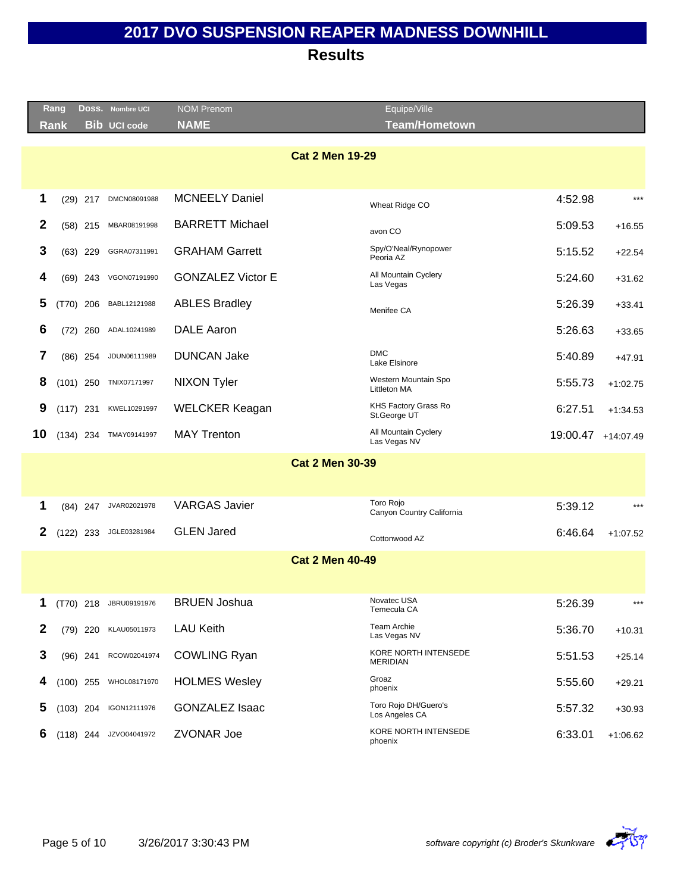# 2017 DVO SUSPENSION REAPER MADNESS DOWNHILL

## Results

| Rang Rank | | Doss. Bib | Nombre UCI UCI code | NOM Prenom NAME | Equipe/Ville Team/Hometown | | |
|---|---|---|---|---|---|---|---|
| **Cat 2 Men 19-29** | | | | | | | |
| 1 | (29) | 217 | DMCN08091988 | MCNEELY Daniel | Wheat Ridge CO | 4:52.98 | *** |
| 2 | (58) | 215 | MBAR08191998 | BARRETT Michael | avon CO | 5:09.53 | +16.55 |
| 3 | (63) | 229 | GGRA07311991 | GRAHAM Garrett | Spy/O'Neal/Rynopower Peoria AZ | 5:15.52 | +22.54 |
| 4 | (69) | 243 | VGON07191990 | GONZALEZ Victor E | All Mountain Cyclery Las Vegas | 5:24.60 | +31.62 |
| 5 | (T70) | 206 | BABL12121988 | ABLES Bradley | Menifee CA | 5:26.39 | +33.41 |
| 6 | (72) | 260 | ADAL10241989 | DALE Aaron | | 5:26.63 | +33.65 |
| 7 | (86) | 254 | JDUN06111989 | DUNCAN Jake | DMC Lake Elsinore | 5:40.89 | +47.91 |
| 8 | (101) | 250 | TNIX07171997 | NIXON Tyler | Western Mountain Spo Littleton MA | 5:55.73 | +1:02.75 |
| 9 | (117) | 231 | KWEL10291997 | WELCKER Keagan | KHS Factory Grass Ro St.George UT | 6:27.51 | +1:34.53 |
| 10 | (134) | 234 | TMAY09141997 | MAY Trenton | All Mountain Cyclery Las Vegas NV | 19:00.47 | +14:07.49 |
| **Cat 2 Men 30-39** | | | | | | | |
| 1 | (84) | 247 | JVAR02021978 | VARGAS Javier | Toro Rojo Canyon Country California | 5:39.12 | *** |
| 2 | (122) | 233 | JGLE03281984 | GLEN Jared | Cottonwood AZ | 6:46.64 | +1:07.52 |
| **Cat 2 Men 40-49** | | | | | | | |
| 1 | (T70) | 218 | JBRU09191976 | BRUEN Joshua | Novatec USA Temecula CA | 5:26.39 | *** |
| 2 | (79) | 220 | KLAU05011973 | LAU Keith | Team Archie Las Vegas NV | 5:36.70 | +10.31 |
| 3 | (96) | 241 | RCOW02041974 | COWLING Ryan | KORE NORTH INTENSEDE MERIDIAN | 5:51.53 | +25.14 |
| 4 | (100) | 255 | WHOL08171970 | HOLMES Wesley | Groaz phoenix | 5:55.60 | +29.21 |
| 5 | (103) | 204 | IGON12111976 | GONZALEZ Isaac | Toro Rojo DH/Guero's Los Angeles CA | 5:57.32 | +30.93 |
| 6 | (118) | 244 | JZVO04041972 | ZVONAR Joe | KORE NORTH INTENSEDE phoenix | 6:33.01 | +1:06.62 |

3/26/2017 3:30:43 PM

*software copyright (c) Broder's Skunkware*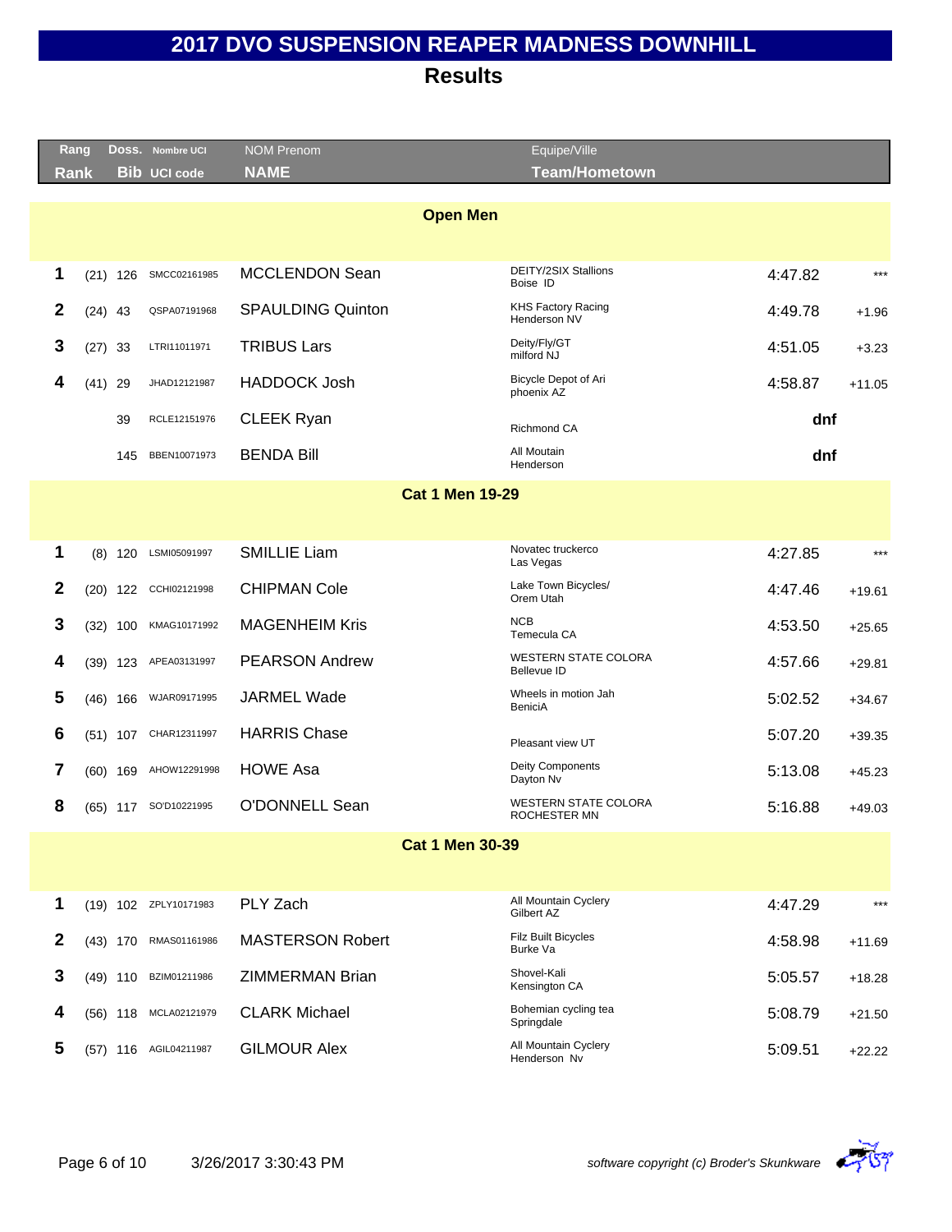# 2017 DVO SUSPENSION REAPER MADNESS DOWNHILL

## Results

| Rang Rank | | Doss. Bib | Nombre UCI UCI code | NOM Prenom NAME | Equipe/Ville Team/Hometown | | |
|---|---|---|---|---|---|---|---|
| **Open Men** | | | | | | | |
| 1 | (21) | 126 | SMCC02161985 | MCCLENDON Sean | DEITY/2SIX Stallions Boise ID | 4:47.82 | *** |
| 2 | (24) | 43 | QSPA07191968 | SPAULDING Quinton | KHS Factory Racing Henderson NV | 4:49.78 | +1.96 |
| 3 | (27) | 33 | LTRI11011971 | TRIBUS Lars | Deity/Fly/GT milford NJ | 4:51.05 | +3.23 |
| 4 | (41) | 29 | JHAD12121987 | HADDOCK Josh | Bicycle Depot of Ari phoenix AZ | 4:58.87 | +11.05 |
| | | 39 | RCLE12151976 | CLEEK Ryan | Richmond CA | dnf | |
| | | 145 | BBEN10071973 | BENDA Bill | All Moutain Henderson | dnf | |
| **Cat 1 Men 19-29** | | | | | | | |
| 1 | (8) | 120 | LSMI05091997 | SMILLIE Liam | Novatec truckerco Las Vegas | 4:27.85 | *** |
| 2 | (20) | 122 | CCHI02121998 | CHIPMAN Cole | Lake Town Bicycles/ Orem Utah | 4:47.46 | +19.61 |
| 3 | (32) | 100 | KMAG10171992 | MAGENHEIM Kris | NCB Temecula CA | 4:53.50 | +25.65 |
| 4 | (39) | 123 | APEA03131997 | PEARSON Andrew | WESTERN STATE COLORA Bellevue ID | 4:57.66 | +29.81 |
| 5 | (46) | 166 | WJAR09171995 | JARMEL Wade | Wheels in motion Jah BeniciA | 5:02.52 | +34.67 |
| 6 | (51) | 107 | CHAR12311997 | HARRIS Chase | Pleasant view UT | 5:07.20 | +39.35 |
| 7 | (60) | 169 | AHOW12291998 | HOWE Asa | Deity Components Dayton Nv | 5:13.08 | +45.23 |
| 8 | (65) | 117 | SO'D10221995 | O'DONNELL Sean | WESTERN STATE COLORA ROCHESTER MN | 5:16.88 | +49.03 |
| **Cat 1 Men 30-39** | | | | | | | |
| 1 | (19) | 102 | ZPLY10171983 | PLY Zach | All Mountain Cyclery Gilbert AZ | 4:47.29 | *** |
| 2 | (43) | 170 | RMAS01161986 | MASTERSON Robert | Filz Built Bicycles Burke Va | 4:58.98 | +11.69 |
| 3 | (49) | 110 | BZIM01211986 | ZIMMERMAN Brian | Shovel-Kali Kensington CA | 5:05.57 | +18.28 |
| 4 | (56) | 118 | MCLA02121979 | CLARK Michael | Bohemian cycling tea Springdale | 5:08.79 | +21.50 |
| 5 | (57) | 116 | AGIL04211987 | GILMOUR Alex | All Mountain Cyclery Henderson Nv | 5:09.51 | +22.22 |

3/26/2017 3:30:43 PM

*software copyright (c) Broder's Skunkware*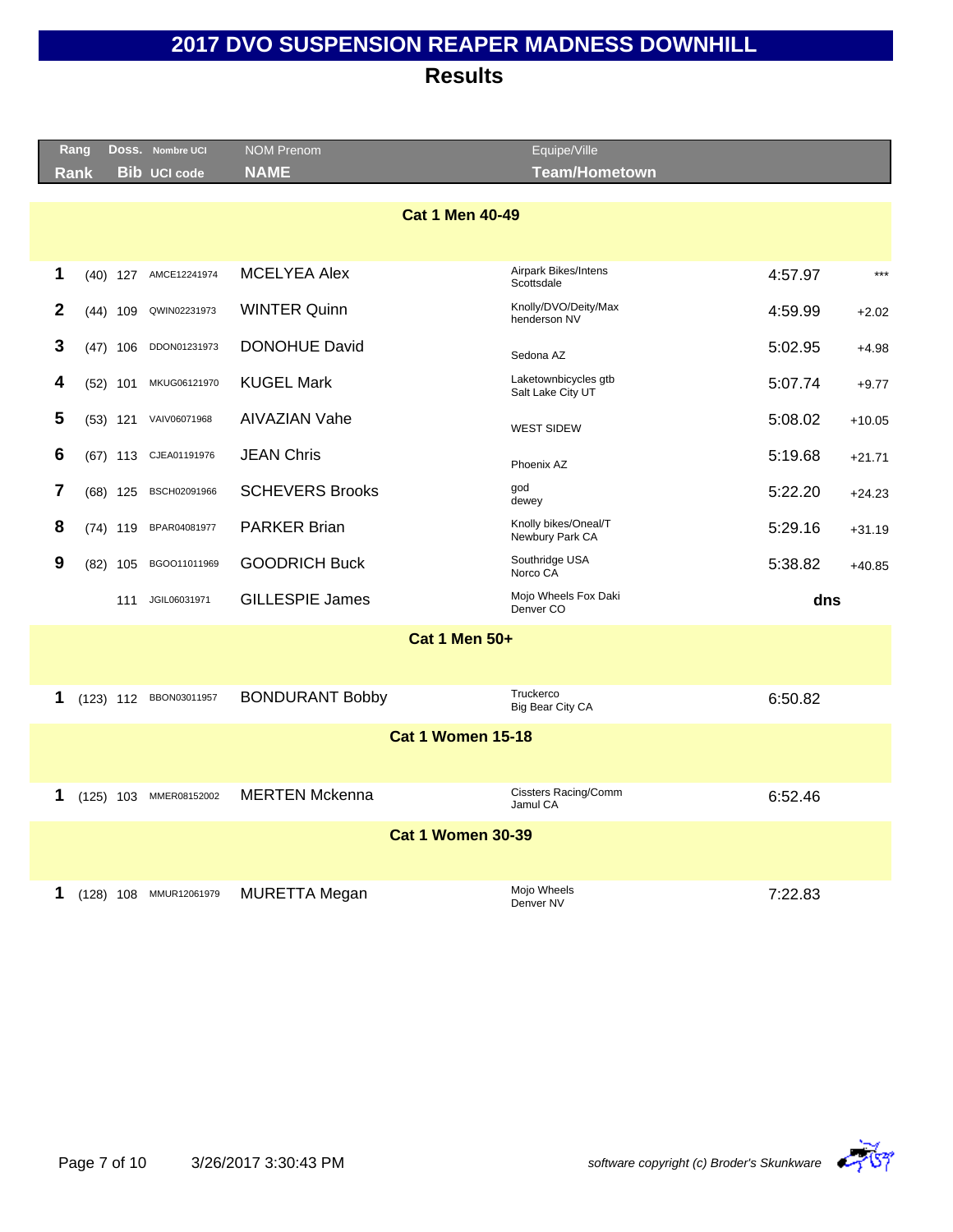# 2017 DVO SUSPENSION REAPER MADNESS DOWNHILL

## Results

| Rang / Rank | | Doss. / Bib | Nombre UCI / UCI code | NOM Prenom / NAME | Equipe/Ville / Team/Hometown | | |
|---|---|---|---|---|---|---|---|
| **Cat 1 Men 40-49** | | | | | | | |
| 1 | (40) | 127 | AMCE12241974 | MCELYEA Alex | Airpark Bikes/Intens Scottsdale | 4:57.97 | *** |
| 2 | (44) | 109 | QWIN02231973 | WINTER Quinn | Knolly/DVO/Deity/Max henderson NV | 4:59.99 | +2.02 |
| 3 | (47) | 106 | DDON01231973 | DONOHUE David | Sedona AZ | 5:02.95 | +4.98 |
| 4 | (52) | 101 | MKUG06121970 | KUGEL Mark | Laketownbicycles gtb Salt Lake City UT | 5:07.74 | +9.77 |
| 5 | (53) | 121 | VAIV06071968 | AIVAZIAN Vahe | WEST SIDEW | 5:08.02 | +10.05 |
| 6 | (67) | 113 | CJEA01191976 | JEAN Chris | Phoenix AZ | 5:19.68 | +21.71 |
| 7 | (68) | 125 | BSCH02091966 | SCHEVERS Brooks | god dewey | 5:22.20 | +24.23 |
| 8 | (74) | 119 | BPAR04081977 | PARKER Brian | Knolly bikes/Oneal/T Newbury Park CA | 5:29.16 | +31.19 |
| 9 | (82) | 105 | BGOO11011969 | GOODRICH Buck | Southridge USA Norco CA | 5:38.82 | +40.85 |
| | | 111 | JGIL06031971 | GILLESPIE James | Mojo Wheels Fox Daki Denver CO | dns | |
| **Cat 1 Men 50+** | | | | | | | |
| 1 | (123) | 112 | BBON03011957 | BONDURANT Bobby | Truckerco Big Bear City CA | 6:50.82 | |
| **Cat 1 Women 15-18** | | | | | | | |
| 1 | (125) | 103 | MMER08152002 | MERTEN Mckenna | Cissters Racing/Comm Jamul CA | 6:52.46 | |
| **Cat 1 Women 30-39** | | | | | | | |
| 1 | (128) | 108 | MMUR12061979 | MURETTA Megan | Mojo Wheels Denver NV | 7:22.83 | |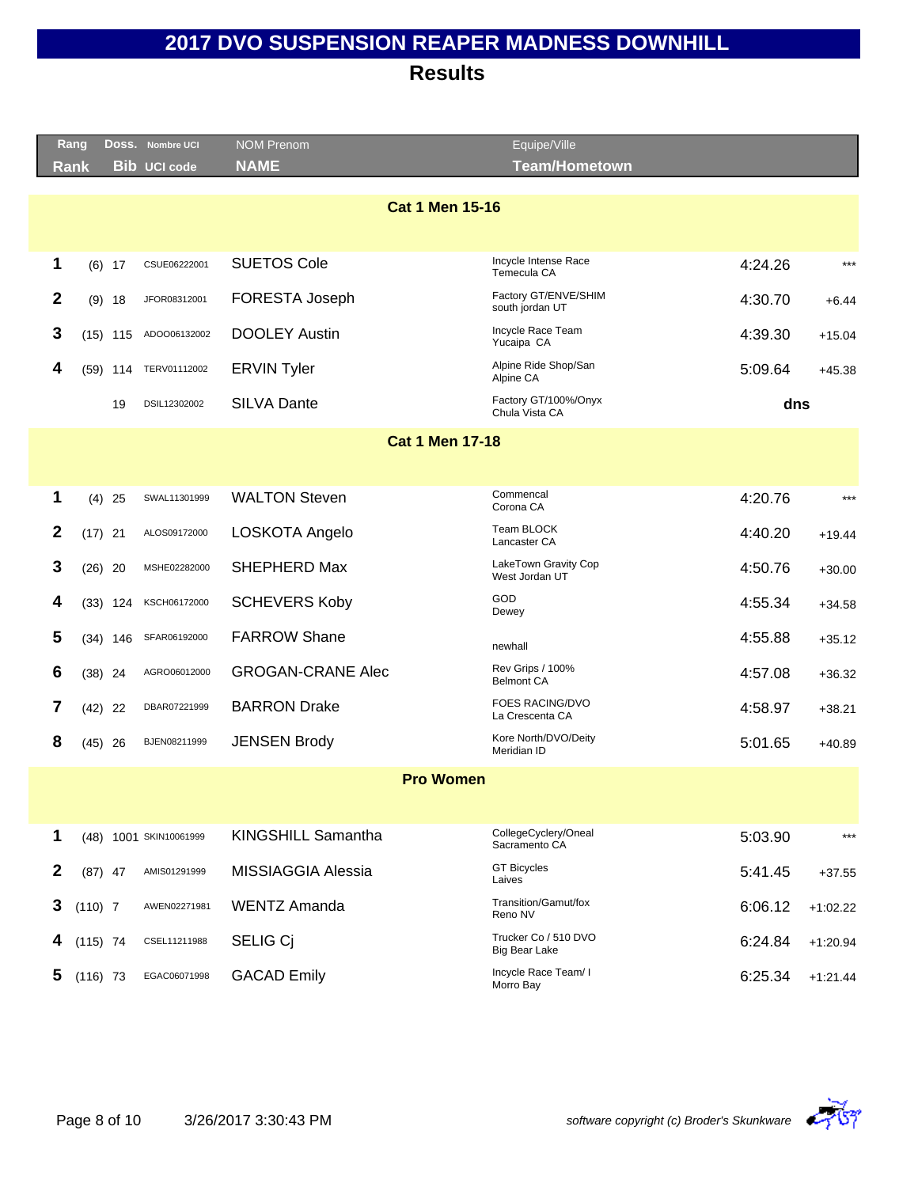# 2017 DVO SUSPENSION REAPER MADNESS DOWNHILL

## Results

| Rang Rank | Doss. Bib | Nombre UCI UCI code | NOM Prenom NAME | Equipe/Ville Team/Hometown | Time | Gap |
|---|---|---|---|---|---|---|
| **Cat 1 Men 15-16** | | | | | | |
| 1 | (6) 17 | CSUE06222001 | SUETOS Cole | Incycle Intense Race Temecula CA | 4:24.26 | *** |
| 2 | (9) 18 | JFOR08312001 | FORESTA Joseph | Factory GT/ENVE/SHIM south jordan UT | 4:30.70 | +6.44 |
| 3 | (15) 115 | ADOO06132002 | DOOLEY Austin | Incycle Race Team Yucaipa CA | 4:39.30 | +15.04 |
| 4 | (59) 114 | TERV01112002 | ERVIN Tyler | Alpine Ride Shop/San Alpine CA | 5:09.64 | +45.38 |
| | 19 | DSIL12302002 | SILVA Dante | Factory GT/100%/Onyx Chula Vista CA | dns | |
| **Cat 1 Men 17-18** | | | | | | |
| 1 | (4) 25 | SWAL11301999 | WALTON Steven | Commencal Corona CA | 4:20.76 | *** |
| 2 | (17) 21 | ALOS09172000 | LOSKOTA Angelo | Team BLOCK Lancaster CA | 4:40.20 | +19.44 |
| 3 | (26) 20 | MSHE02282000 | SHEPHERD Max | LakeTown Gravity Cop West Jordan UT | 4:50.76 | +30.00 |
| 4 | (33) 124 | KSCH06172000 | SCHEVERS Koby | GOD Dewey | 4:55.34 | +34.58 |
| 5 | (34) 146 | SFAR06192000 | FARROW Shane | newhall | 4:55.88 | +35.12 |
| 6 | (38) 24 | AGRO06012000 | GROGAN-CRANE Alec | Rev Grips / 100% Belmont CA | 4:57.08 | +36.32 |
| 7 | (42) 22 | DBAR07221999 | BARRON Drake | FOES RACING/DVO La Crescenta CA | 4:58.97 | +38.21 |
| 8 | (45) 26 | BJEN08211999 | JENSEN Brody | Kore North/DVO/Deity Meridian ID | 5:01.65 | +40.89 |
| **Pro Women** | | | | | | |
| 1 | (48) 1001 | SKIN10061999 | KINGSHILL Samantha | CollegeCyclery/Oneal Sacramento CA | 5:03.90 | *** |
| 2 | (87) 47 | AMIS01291999 | MISSIAGGIA Alessia | GT Bicycles Laives | 5:41.45 | +37.55 |
| 3 | (110) 7 | AWEN02271981 | WENTZ Amanda | Transition/Gamut/fox Reno NV | 6:06.12 | +1:02.22 |
| 4 | (115) 74 | CSEL11211988 | SELIG Cj | Trucker Co / 510 DVO Big Bear Lake | 6:24.84 | +1:20.94 |
| 5 | (116) 73 | EGAC06071998 | GACAD Emily | Incycle Race Team/ I Morro Bay | 6:25.34 | +1:21.44 |

3/26/2017 3:30:43 PM

*software copyright (c) Broder's Skunkware*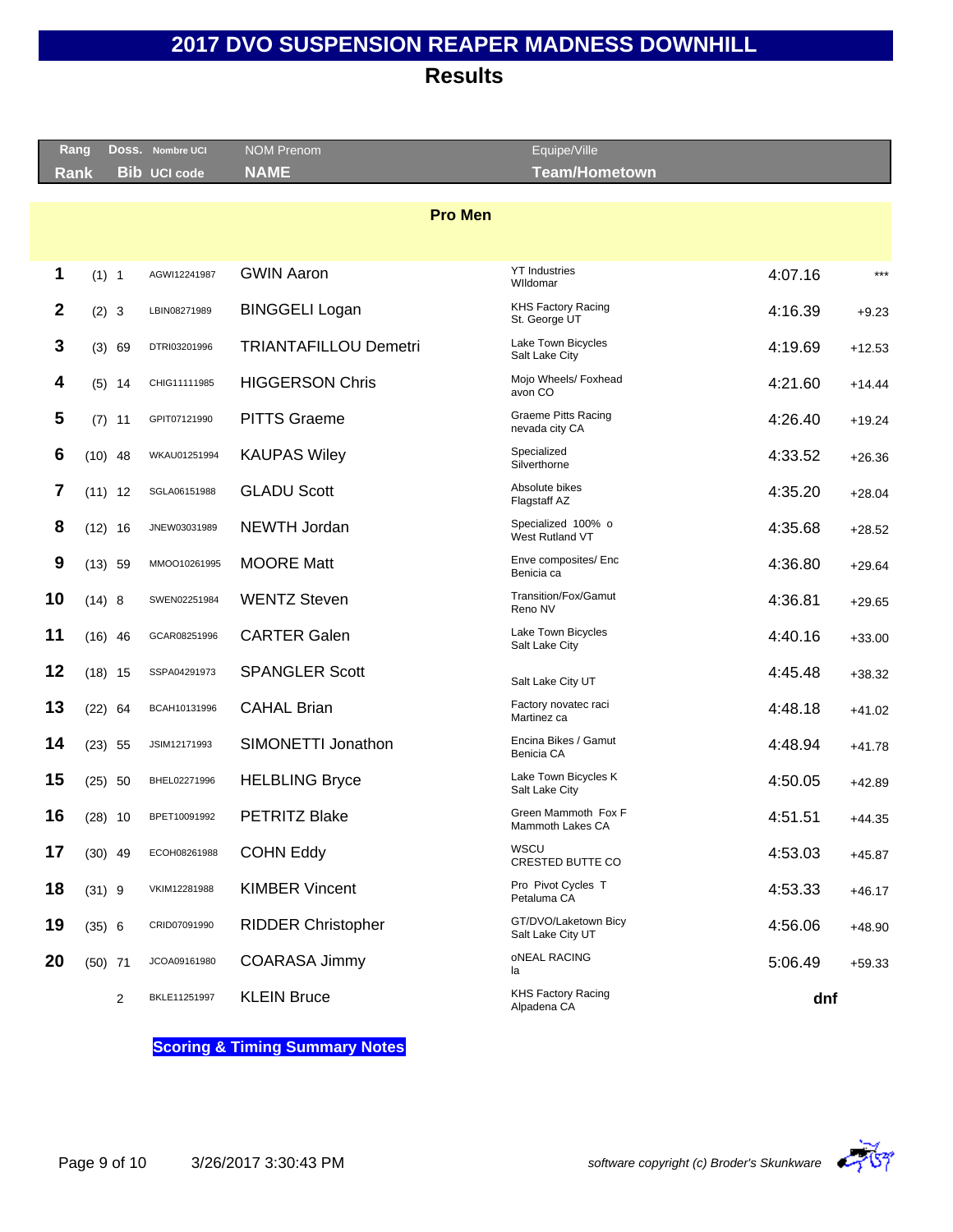# 2017 DVO SUSPENSION REAPER MADNESS DOWNHILL

## Results

| Rang Rank | Doss. Bib | Nombre UCI UCI code | NOM Prenom NAME | Equipe/Ville Team/Hometown | | |
|---|---|---|---|---|---|---|
| **Pro Men** | | | | | | |
| 1 | (1) 1 | AGWI12241987 | GWIN Aaron | YT Industries WIldomar | 4:07.16 | *** |
| 2 | (2) 3 | LBIN08271989 | BINGGELI Logan | KHS Factory Racing St. George UT | 4:16.39 | +9.23 |
| 3 | (3) 69 | DTRI03201996 | TRIANTAFILLOU Demetri | Lake Town Bicycles Salt Lake City | 4:19.69 | +12.53 |
| 4 | (5) 14 | CHIG11111985 | HIGGERSON Chris | Mojo Wheels/ Foxhead avon CO | 4:21.60 | +14.44 |
| 5 | (7) 11 | GPIT07121990 | PITTS Graeme | Graeme Pitts Racing nevada city CA | 4:26.40 | +19.24 |
| 6 | (10) 48 | WKAU01251994 | KAUPAS Wiley | Specialized Silverthorne | 4:33.52 | +26.36 |
| 7 | (11) 12 | SGLA06151988 | GLADU Scott | Absolute bikes Flagstaff AZ | 4:35.20 | +28.04 |
| 8 | (12) 16 | JNEW03031989 | NEWTH Jordan | Specialized 100% o West Rutland VT | 4:35.68 | +28.52 |
| 9 | (13) 59 | MMOO10261995 | MOORE Matt | Enve composites/ Enc Benicia ca | 4:36.80 | +29.64 |
| 10 | (14) 8 | SWEN02251984 | WENTZ Steven | Transition/Fox/Gamut Reno NV | 4:36.81 | +29.65 |
| 11 | (16) 46 | GCAR08251996 | CARTER Galen | Lake Town Bicycles Salt Lake City | 4:40.16 | +33.00 |
| 12 | (18) 15 | SSPA04291973 | SPANGLER Scott | Salt Lake City UT | 4:45.48 | +38.32 |
| 13 | (22) 64 | BCAH10131996 | CAHAL Brian | Factory novatec raci Martinez ca | 4:48.18 | +41.02 |
| 14 | (23) 55 | JSIM12171993 | SIMONETTI Jonathon | Encina Bikes / Gamut Benicia CA | 4:48.94 | +41.78 |
| 15 | (25) 50 | BHEL02271996 | HELBLING Bryce | Lake Town Bicycles K Salt Lake City | 4:50.05 | +42.89 |
| 16 | (28) 10 | BPET10091992 | PETRITZ Blake | Green Mammoth Fox F Mammoth Lakes CA | 4:51.51 | +44.35 |
| 17 | (30) 49 | ECOH08261988 | COHN Eddy | WSCU CRESTED BUTTE CO | 4:53.03 | +45.87 |
| 18 | (31) 9 | VKIM12281988 | KIMBER Vincent | Pro Pivot Cycles T Petaluma CA | 4:53.33 | +46.17 |
| 19 | (35) 6 | CRID07091990 | RIDDER Christopher | GT/DVO/Laketown Bicy Salt Lake City UT | 4:56.06 | +48.90 |
| 20 | (50) 71 | JCOA09161980 | COARASA Jimmy | oNEAL RACING la | 5:06.49 | +59.33 |
| | 2 | BKLE11251997 | KLEIN Bruce | KHS Factory Racing Alpadena CA | dnf | |

**Scoring & Timing Summary Notes**

*software copyright (c) Broder's Skunkware*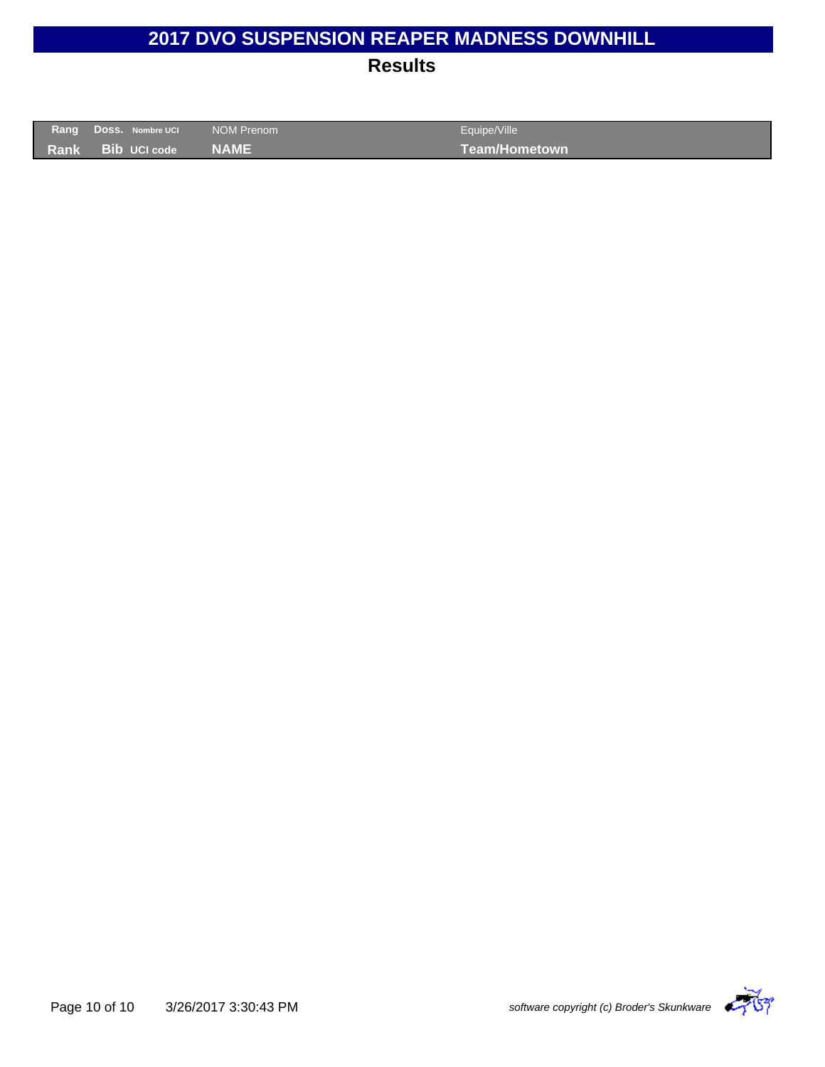# 2017 DVO SUSPENSION REAPER MADNESS DOWNHILL

## Results

| Rang | Doss. | Nombre UCI | NOM Prenom | Equipe/Ville |
|---|---|---|---|---|
| **Rank** | **Bib** | **UCI code** | **NAME** | **Team/Hometown** |

3/26/2017 3:30:43 PM

*software copyright (c) Broder's Skunkware*